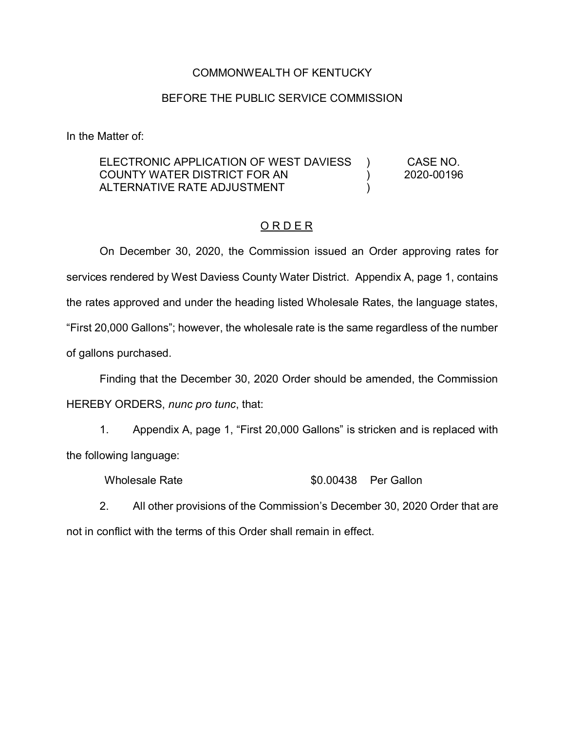COMMONWEALTH OF KENTUCKY

BEFORE THE PUBLIC SERVICE COMMISSION

In the Matter of:

| | | |
|---|---|---|
| ELECTRONIC APPLICATION OF WEST DAVIESS COUNTY WATER DISTRICT FOR AN ALTERNATIVE RATE ADJUSTMENT | ) ) ) | CASE NO. 2020-00196 |

## O R D E R

On December 30, 2020, the Commission issued an Order approving rates for services rendered by West Daviess County Water District. Appendix A, page 1, contains the rates approved and under the heading listed Wholesale Rates, the language states, "First 20,000 Gallons"; however, the wholesale rate is the same regardless of the number of gallons purchased.

Finding that the December 30, 2020 Order should be amended, the Commission HEREBY ORDERS, *nunc pro tunc*, that:

1. Appendix A, page 1, "First 20,000 Gallons" is stricken and is replaced with the following language:

   Wholesale Rate $0.00438 Per Gallon

2. All other provisions of the Commission's December 30, 2020 Order that are not in conflict with the terms of this Order shall remain in effect.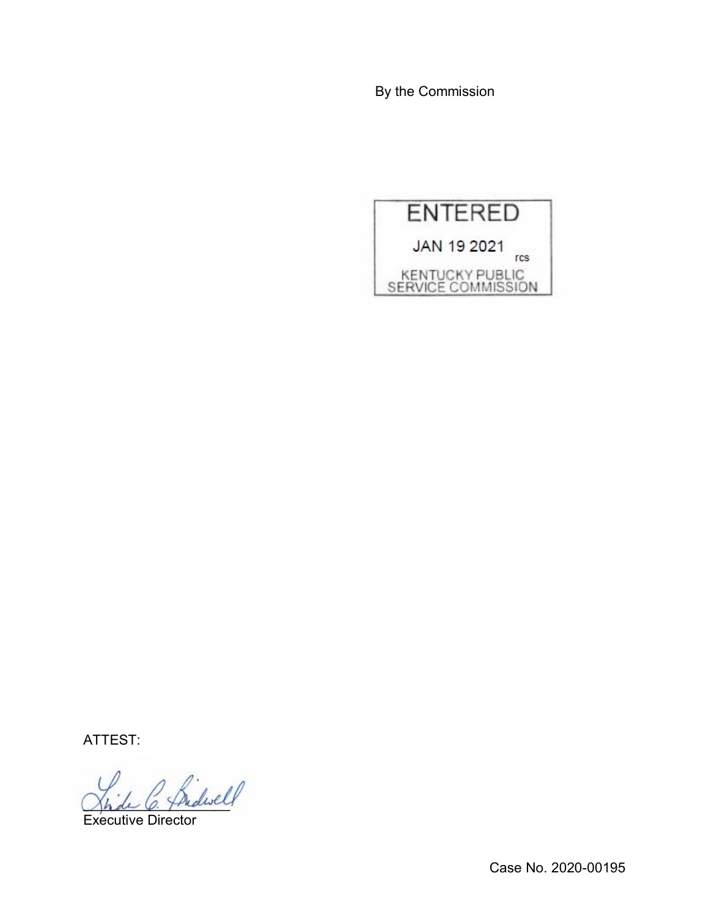By the Commission

ENTERED

JAN 19 2021

rcs

KENTUCKY PUBLIC SERVICE COMMISSION

ATTEST:

Executive Director

Case No. 2020-00195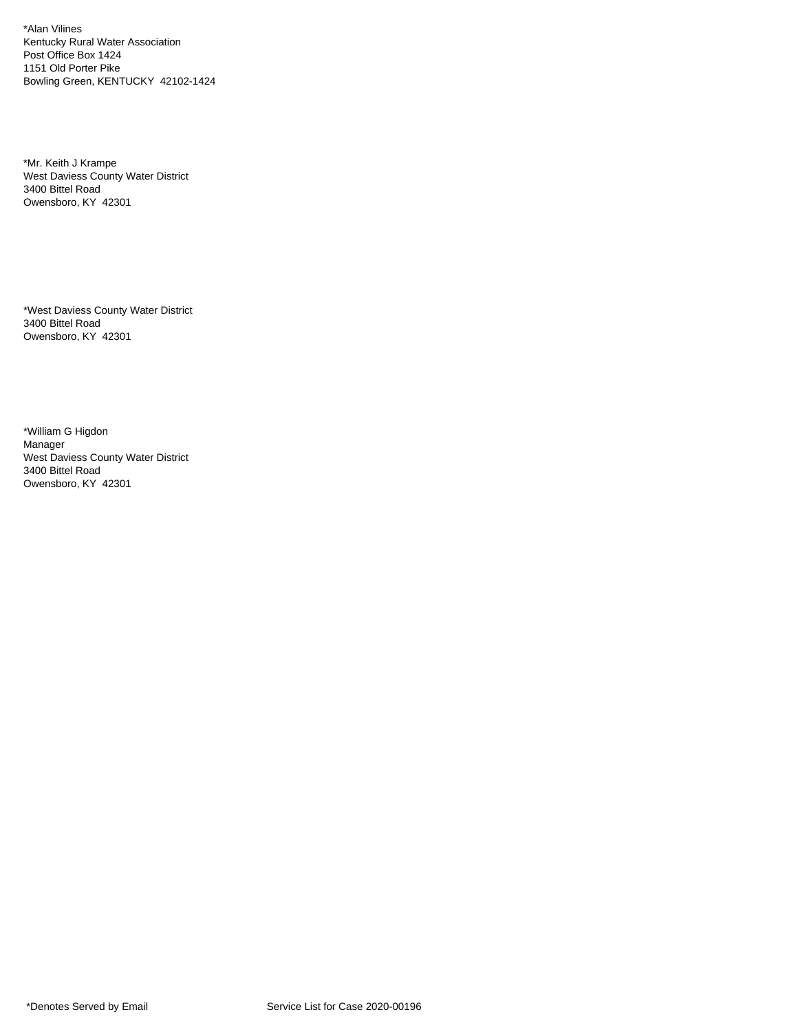*Alan Vilines
Kentucky Rural Water Association
Post Office Box 1424
1151 Old Porter Pike
Bowling Green, KENTUCKY 42102-1424

*Mr. Keith J Krampe
West Daviess County Water District
3400 Bittel Road
Owensboro, KY 42301

*West Daviess County Water District
3400 Bittel Road
Owensboro, KY 42301

*William G Higdon
Manager
West Daviess County Water District
3400 Bittel Road
Owensboro, KY 42301

*Denotes Served by Email

Service List for Case 2020-00196